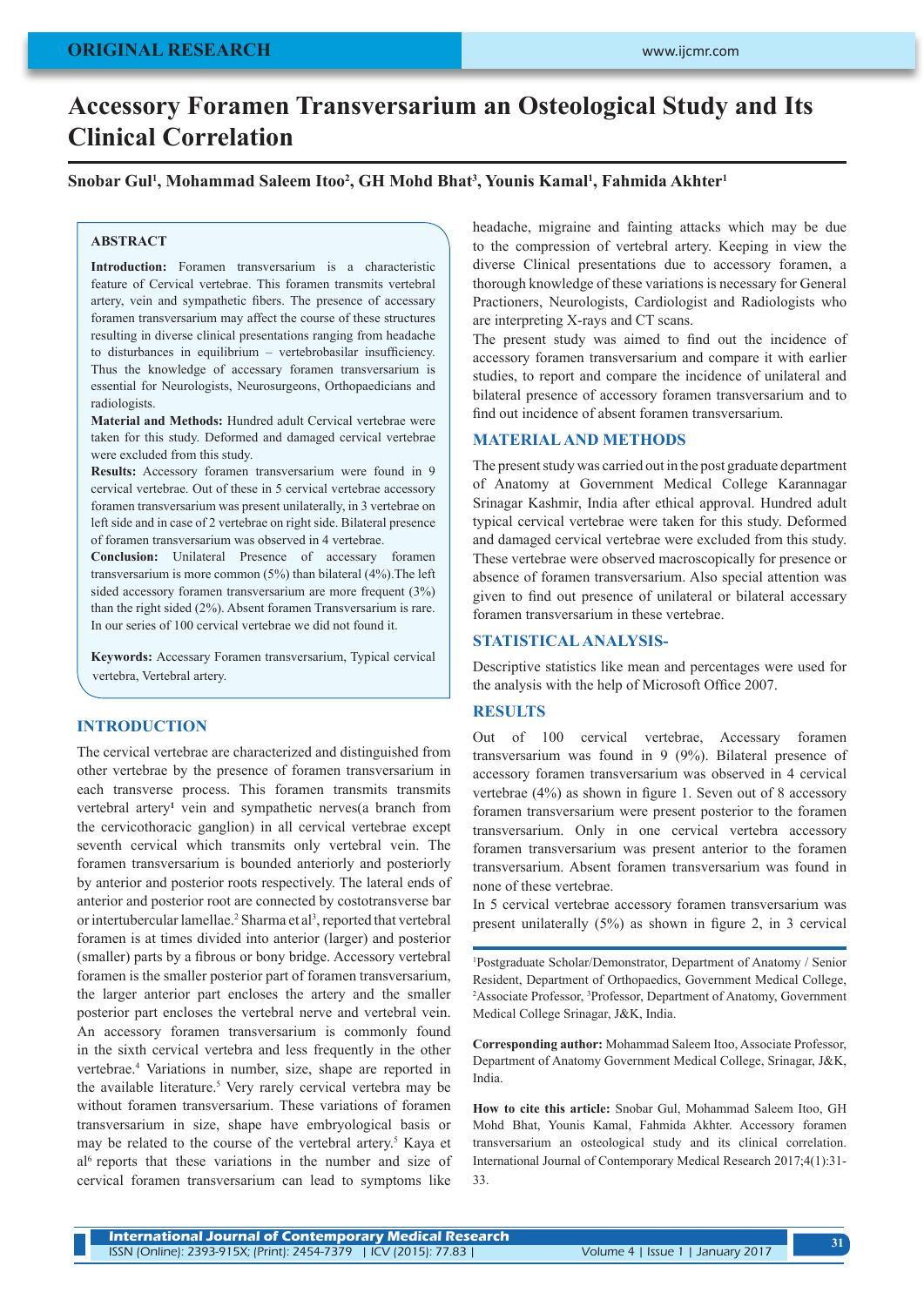# Accessory Foramen Transversarium an Osteological Study and Its Clinical Correlation

**Snobar Gul[1], Mohammad Saleem Itoo[2], GH Mohd Bhat[3], Younis Kamal[1], Fahmida Akhter[1]**

## ABSTRACT

**Introduction:** Foramen transversarium is a characteristic feature of Cervical vertebrae. This foramen transmits vertebral artery, vein and sympathetic fibers. The presence of accessary foramen transversarium may affect the course of these structures resulting in diverse clinical presentations ranging from headache to disturbances in equilibrium – vertebrobasilar insufficiency. Thus the knowledge of accessary foramen transversarium is essential for Neurologists, Neurosurgeons, Orthopaedicians and radiologists.

**Material and Methods:** Hundred adult Cervical vertebrae were taken for this study. Deformed and damaged cervical vertebrae were excluded from this study.

**Results:** Accessory foramen transversarium were found in 9 cervical vertebrae. Out of these in 5 cervical vertebrae accessory foramen transversarium was present unilaterally, in 3 vertebrae on left side and in case of 2 vertebrae on right side. Bilateral presence of foramen transversarium was observed in 4 vertebrae.

**Conclusion:** Unilateral Presence of accessary foramen transversarium is more common (5%) than bilateral (4%).The left sided accessory foramen transversarium are more frequent (3%) than the right sided (2%). Absent foramen Transversarium is rare. In our series of 100 cervical vertebrae we did not found it.

**Keywords:** Accessary Foramen transversarium, Typical cervical vertebra, Vertebral artery.

## INTRODUCTION

The cervical vertebrae are characterized and distinguished from other vertebrae by the presence of foramen transversarium in each transverse process. This foramen transmits transmits vertebral artery[1] vein and sympathetic nerves(a branch from the cervicothoracic ganglion) in all cervical vertebrae except seventh cervical which transmits only vertebral vein. The foramen transversarium is bounded anteriorly and posteriorly by anterior and posterior roots respectively. The lateral ends of anterior and posterior root are connected by costotransverse bar or intertubercular lamellae.[2] Sharma et al[3], reported that vertebral foramen is at times divided into anterior (larger) and posterior (smaller) parts by a fibrous or bony bridge. Accessory vertebral foramen is the smaller posterior part of foramen transversarium, the larger anterior part encloses the artery and the smaller posterior part encloses the vertebral nerve and vertebral vein. An accessory foramen transversarium is commonly found in the sixth cervical vertebra and less frequently in the other vertebrae.[4] Variations in number, size, shape are reported in the available literature.[5] Very rarely cervical vertebra may be without foramen transversarium. These variations of foramen transversarium in size, shape have embryological basis or may be related to the course of the vertebral artery.[5] Kaya et al[6] reports that these variations in the number and size of cervical foramen transversarium can lead to symptoms like headache, migraine and fainting attacks which may be due to the compression of vertebral artery. Keeping in view the diverse Clinical presentations due to accessory foramen, a thorough knowledge of these variations is necessary for General Practioners, Neurologists, Cardiologist and Radiologists who are interpreting X-rays and CT scans.

The present study was aimed to find out the incidence of accessory foramen transversarium and compare it with earlier studies, to report and compare the incidence of unilateral and bilateral presence of accessory foramen transversarium and to find out incidence of absent foramen transversarium.

## MATERIAL AND METHODS

The present study was carried out in the post graduate department of Anatomy at Government Medical College Karannagar Srinagar Kashmir, India after ethical approval. Hundred adult typical cervical vertebrae were taken for this study. Deformed and damaged cervical vertebrae were excluded from this study. These vertebrae were observed macroscopically for presence or absence of foramen transversarium. Also special attention was given to find out presence of unilateral or bilateral accessary foramen transversarium in these vertebrae.

## STATISTICAL ANALYSIS-

Descriptive statistics like mean and percentages were used for the analysis with the help of Microsoft Office 2007.

## RESULTS

Out of 100 cervical vertebrae, Accessary foramen transversarium was found in 9 (9%). Bilateral presence of accessory foramen transversarium was observed in 4 cervical vertebrae (4%) as shown in figure 1. Seven out of 8 accessory foramen transversarium were present posterior to the foramen transversarium. Only in one cervical vertebra accessory foramen transversarium was present anterior to the foramen transversarium. Absent foramen transversarium was found in none of these vertebrae.

In 5 cervical vertebrae accessory foramen transversarium was present unilaterally (5%) as shown in figure 2, in 3 cervical

---

[1]Postgraduate Scholar/Demonstrator, Department of Anatomy / Senior Resident, Department of Orthopaedics, Government Medical College, [2]Associate Professor, [3]Professor, Department of Anatomy, Government Medical College Srinagar, J&K, India.

**Corresponding author:** Mohammad Saleem Itoo, Associate Professor, Department of Anatomy Government Medical College, Srinagar, J&K, India.

**How to cite this article:** Snobar Gul, Mohammad Saleem Itoo, GH Mohd Bhat, Younis Kamal, Fahmida Akhter. Accessory foramen transversarium an osteological study and its clinical correlation. International Journal of Contemporary Medical Research 2017;4(1):31-33.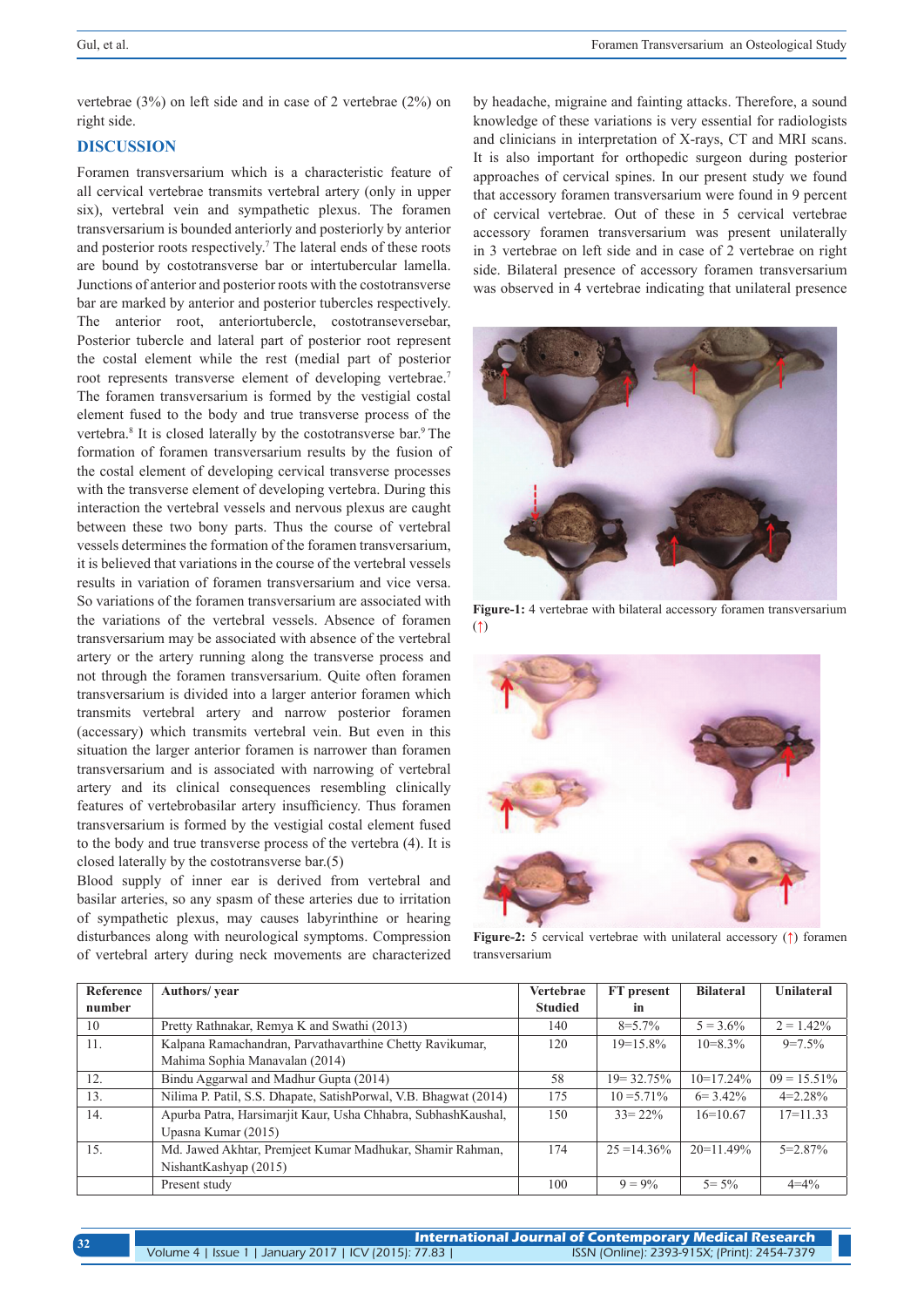vertebrae (3%) on left side and in case of 2 vertebrae (2%) on right side.

## DISCUSSION

Foramen transversarium which is a characteristic feature of all cervical vertebrae transmits vertebral artery (only in upper six), vertebral vein and sympathetic plexus. The foramen transversarium is bounded anteriorly and posteriorly by anterior and posterior roots respectively.[7] The lateral ends of these roots are bound by costotransverse bar or intertubercular lamella. Junctions of anterior and posterior roots with the costotransverse bar are marked by anterior and posterior tubercles respectively. The anterior root, anteriortubercle, costotranseversebar, Posterior tubercle and lateral part of posterior root represent the costal element while the rest (medial part of posterior root represents transverse element of developing vertebrae.[7] The foramen transversarium is formed by the vestigial costal element fused to the body and true transverse process of the vertebra.[8] It is closed laterally by the costotransverse bar.[9] The formation of foramen transversarium results by the fusion of the costal element of developing cervical transverse processes with the transverse element of developing vertebra. During this interaction the vertebral vessels and nervous plexus are caught between these two bony parts. Thus the course of vertebral vessels determines the formation of the foramen transversarium, it is believed that variations in the course of the vertebral vessels results in variation of foramen transversarium and vice versa. So variations of the foramen transversarium are associated with the variations of the vertebral vessels. Absence of foramen transversarium may be associated with absence of the vertebral artery or the artery running along the transverse process and not through the foramen transversarium. Quite often foramen transversarium is divided into a larger anterior foramen which transmits vertebral artery and narrow posterior foramen (accessary) which transmits vertebral vein. But even in this situation the larger anterior foramen is narrower than foramen transversarium and is associated with narrowing of vertebral artery and its clinical consequences resembling clinical features of vertebrobasilar artery insufficiency. Thus foramen transversarium is formed by the vestigial costal element fused to the body and true transverse process of the vertebra (4). It is closed laterally by the costotransverse bar.(5)

Blood supply of inner ear is derived from vertebral and basilar arteries, so any spasm of these arteries due to irritation of sympathetic plexus, may causes labyrinthine or hearing disturbances along with neurological symptoms. Compression of vertebral artery during neck movements are characterized by headache, migraine and fainting attacks. Therefore, a sound knowledge of these variations is very essential for radiologists and clinicians in interpretation of X-rays, CT and MRI scans. It is also important for orthopedic surgeon during posterior approaches of cervical spines. In our present study we found that accessory foramen transversarium were found in 9 percent of cervical vertebrae. Out of these in 5 cervical vertebrae accessory foramen transversarium was present unilaterally in 3 vertebrae on left side and in case of 2 vertebrae on right side. Bilateral presence of accessory foramen transversarium was observed in 4 vertebrae indicating that unilateral presence

**Figure-1:** 4 vertebrae with bilateral accessory foramen transversarium (↑)

**Figure-2:** 5 cervical vertebrae with unilateral accessory (↑) foramen transversarium

| Reference number | Authors/ year | Vertebrae Studied | FT present in | Bilateral | Unilateral |
|---|---|---|---|---|---|
| 10 | Pretty Rathnakar, Remya K and Swathi (2013) | 140 | 8=5.7% | 5 = 3.6% | 2 = 1.42% |
| 11. | Kalpana Ramachandran, Parvathavarthine Chetty Ravikumar, Mahima Sophia Manavalan (2014) | 120 | 19=15.8% | 10=8.3% | 9=7.5% |
| 12. | Bindu Aggarwal and Madhur Gupta (2014) | 58 | 19= 32.75% | 10=17.24% | 09 = 15.51% |
| 13. | Nilima P. Patil, S.S. Dhapate, SatishPorwal, V.B. Bhagwat (2014) | 175 | 10 =5.71% | 6= 3.42% | 4=2.28% |
| 14. | Apurba Patra, Harsimarjit Kaur, Usha Chhabra, SubhashKaushal, Upasna Kumar (2015) | 150 | 33= 22% | 16=10.67 | 17=11.33 |
| 15. | Md. Jawed Akhtar, Premjeet Kumar Madhukar, Shamir Rahman, NishantKashyap (2015) | 174 | 25 =14.36% | 20=11.49% | 5=2.87% |
| | Present study | 100 | 9 = 9% | 5= 5% | 4=4% |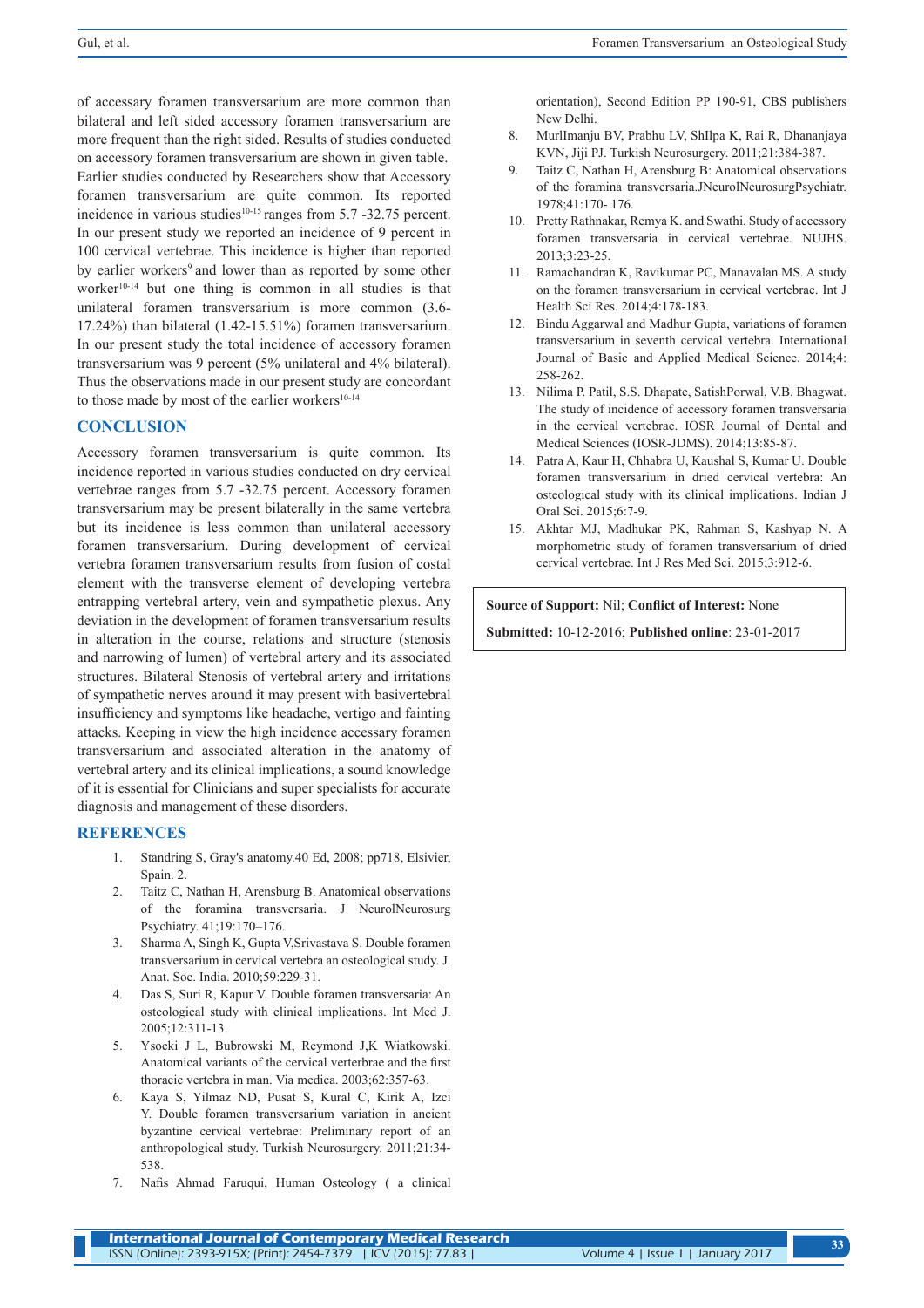of accessary foramen transversarium are more common than bilateral and left sided accessory foramen transversarium are more frequent than the right sided. Results of studies conducted on accessory foramen transversarium are shown in given table. Earlier studies conducted by Researchers show that Accessory foramen transversarium are quite common. Its reported incidence in various studies[10-15] ranges from 5.7 -32.75 percent. In our present study we reported an incidence of 9 percent in 100 cervical vertebrae. This incidence is higher than reported by earlier workers[9] and lower than as reported by some other worker[10-14] but one thing is common in all studies is that unilateral foramen transversarium is more common (3.6-17.24%) than bilateral (1.42-15.51%) foramen transversarium. In our present study the total incidence of accessory foramen transversarium was 9 percent (5% unilateral and 4% bilateral). Thus the observations made in our present study are concordant to those made by most of the earlier workers[10-14]

## CONCLUSION

Accessory foramen transversarium is quite common. Its incidence reported in various studies conducted on dry cervical vertebrae ranges from 5.7 -32.75 percent. Accessory foramen transversarium may be present bilaterally in the same vertebra but its incidence is less common than unilateral accessory foramen transversarium. During development of cervical vertebra foramen transversarium results from fusion of costal element with the transverse element of developing vertebra entrapping vertebral artery, vein and sympathetic plexus. Any deviation in the development of foramen transversarium results in alteration in the course, relations and structure (stenosis and narrowing of lumen) of vertebral artery and its associated structures. Bilateral Stenosis of vertebral artery and irritations of sympathetic nerves around it may present with basivertebral insufficiency and symptoms like headache, vertigo and fainting attacks. Keeping in view the high incidence accessary foramen transversarium and associated alteration in the anatomy of vertebral artery and its clinical implications, a sound knowledge of it is essential for Clinicians and super specialists for accurate diagnosis and management of these disorders.

## REFERENCES

1. Standring S, Gray's anatomy.40 Ed, 2008; pp718, Elsivier, Spain. 2.
2. Taitz C, Nathan H, Arensburg B. Anatomical observations of the foramina transversaria. J NeurolNeurosurg Psychiatry. 41;19:170–176.
3. Sharma A, Singh K, Gupta V,Srivastava S. Double foramen transversarium in cervical vertebra an osteological study. J. Anat. Soc. India. 2010;59:229-31.
4. Das S, Suri R, Kapur V. Double foramen transversaria: An osteological study with clinical implications. Int Med J. 2005;12:311-13.
5. Ysocki J L, Bubrowski M, Reymond J,K Wiatkowski. Anatomical variants of the cervical verterbrae and the first thoracic vertebra in man. Via medica. 2003;62:357-63.
6. Kaya S, Yilmaz ND, Pusat S, Kural C, Kirik A, Izci Y. Double foramen transversarium variation in ancient byzantine cervical vertebrae: Preliminary report of an anthropological study. Turkish Neurosurgery. 2011;21:34-538.
7. Nafis Ahmad Faruqui, Human Osteology ( a clinical orientation), Second Edition PP 190-91, CBS publishers New Delhi.
8. MurlImanju BV, Prabhu LV, ShIlpa K, Rai R, Dhananjaya KVN, Jiji PJ. Turkish Neurosurgery. 2011;21:384-387.
9. Taitz C, Nathan H, Arensburg B: Anatomical observations of the foramina transversaria.JNeurolNeurosurgPsychiatr. 1978;41:170- 176.
10. Pretty Rathnakar, Remya K. and Swathi. Study of accessory foramen transversaria in cervical vertebrae. NUJHS. 2013;3:23-25.
11. Ramachandran K, Ravikumar PC, Manavalan MS. A study on the foramen transversarium in cervical vertebrae. Int J Health Sci Res. 2014;4:178-183.
12. Bindu Aggarwal and Madhur Gupta, variations of foramen transversarium in seventh cervical vertebra. International Journal of Basic and Applied Medical Science. 2014;4: 258-262.
13. Nilima P. Patil, S.S. Dhapate, SatishPorwal, V.B. Bhagwat. The study of incidence of accessory foramen transversaria in the cervical vertebrae. IOSR Journal of Dental and Medical Sciences (IOSR-JDMS). 2014;13:85-87.
14. Patra A, Kaur H, Chhabra U, Kaushal S, Kumar U. Double foramen transversarium in dried cervical vertebra: An osteological study with its clinical implications. Indian J Oral Sci. 2015;6:7-9.
15. Akhtar MJ, Madhukar PK, Rahman S, Kashyap N. A morphometric study of foramen transversarium of dried cervical vertebrae. Int J Res Med Sci. 2015;3:912-6.

**Source of Support:** Nil; **Conflict of Interest:** None

**Submitted:** 10-12-2016; **Published online**: 23-01-2017